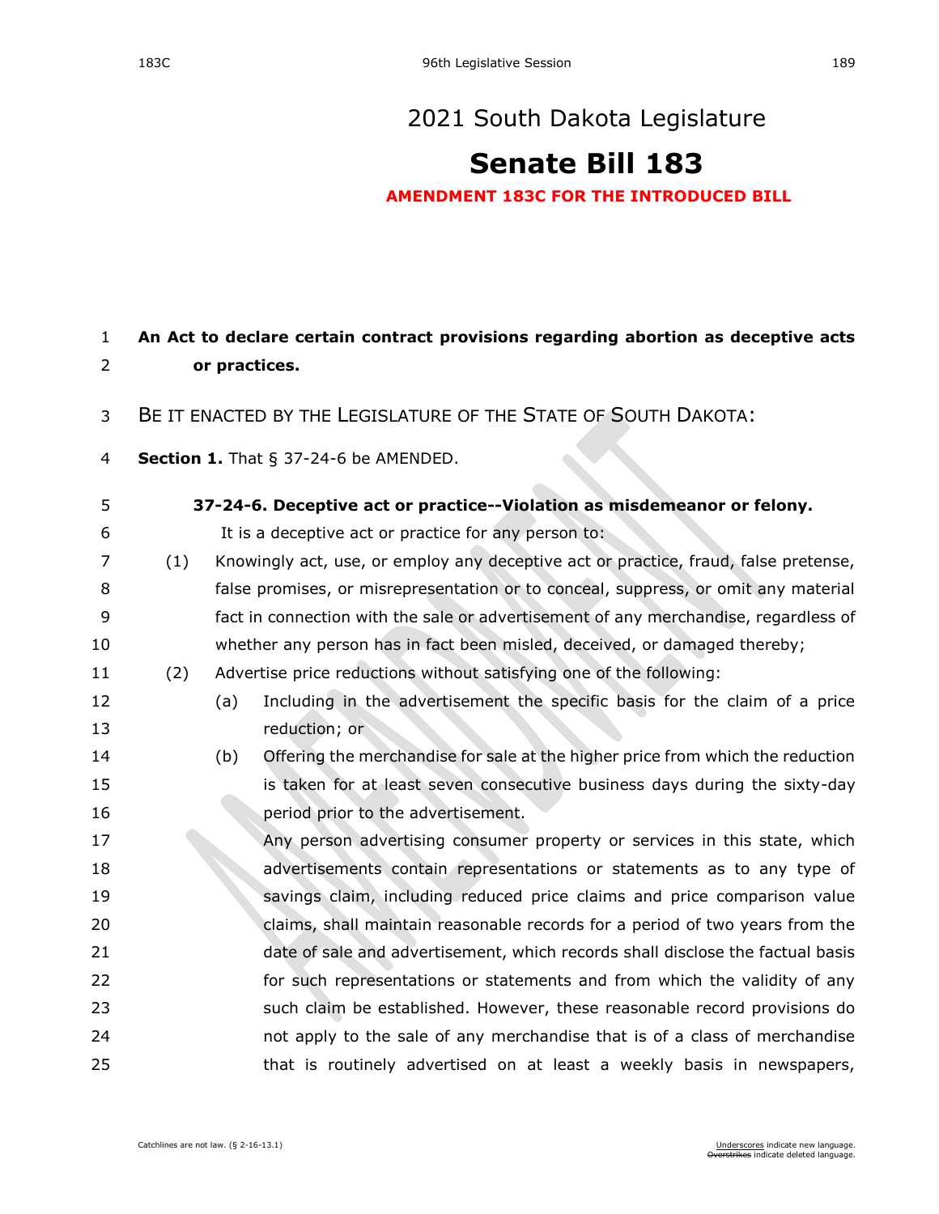# 2021 South Dakota Legislature

# Senate Bill 183

**AMENDMENT 183C FOR THE INTRODUCED BILL**

**An Act to declare certain contract provisions regarding abortion as deceptive acts or practices.**

BE IT ENACTED BY THE LEGISLATURE OF THE STATE OF SOUTH DAKOTA:

**Section 1.** That § 37-24-6 be AMENDED.

**37-24-6. Deceptive act or practice--Violation as misdemeanor or felony.**

It is a deceptive act or practice for any person to:

(1) Knowingly act, use, or employ any deceptive act or practice, fraud, false pretense, false promises, or misrepresentation or to conceal, suppress, or omit any material fact in connection with the sale or advertisement of any merchandise, regardless of whether any person has in fact been misled, deceived, or damaged thereby;

(2) Advertise price reductions without satisfying one of the following:

(a) Including in the advertisement the specific basis for the claim of a price reduction; or

(b) Offering the merchandise for sale at the higher price from which the reduction is taken for at least seven consecutive business days during the sixty-day period prior to the advertisement.

Any person advertising consumer property or services in this state, which advertisements contain representations or statements as to any type of savings claim, including reduced price claims and price comparison value claims, shall maintain reasonable records for a period of two years from the date of sale and advertisement, which records shall disclose the factual basis for such representations or statements and from which the validity of any such claim be established. However, these reasonable record provisions do not apply to the sale of any merchandise that is of a class of merchandise that is routinely advertised on at least a weekly basis in newspapers,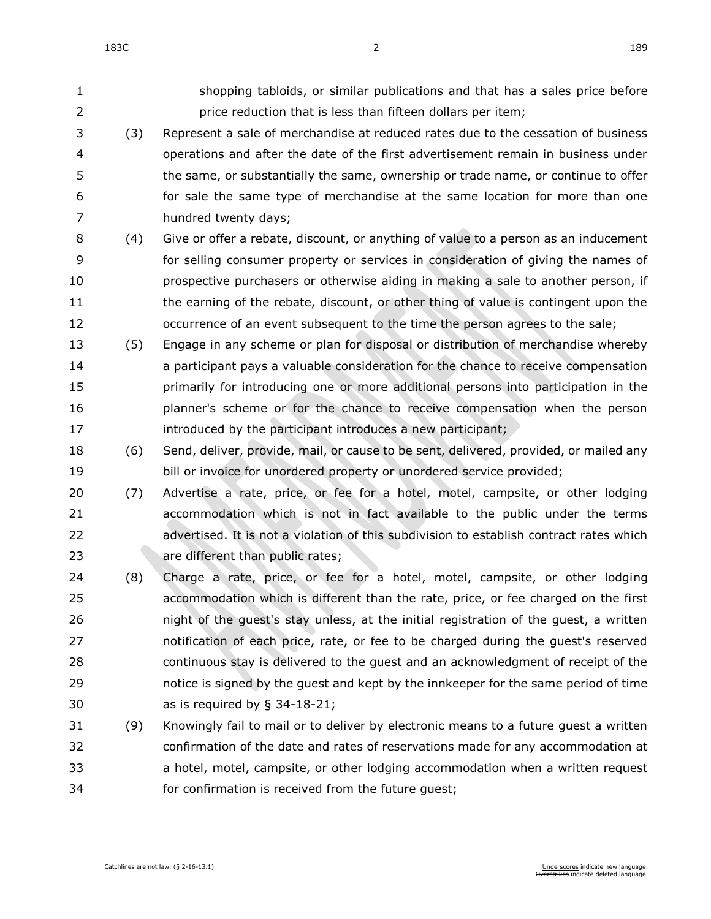shopping tabloids, or similar publications and that has a sales price before price reduction that is less than fifteen dollars per item;

(3) Represent a sale of merchandise at reduced rates due to the cessation of business operations and after the date of the first advertisement remain in business under the same, or substantially the same, ownership or trade name, or continue to offer for sale the same type of merchandise at the same location for more than one hundred twenty days;

(4) Give or offer a rebate, discount, or anything of value to a person as an inducement for selling consumer property or services in consideration of giving the names of prospective purchasers or otherwise aiding in making a sale to another person, if the earning of the rebate, discount, or other thing of value is contingent upon the occurrence of an event subsequent to the time the person agrees to the sale;

(5) Engage in any scheme or plan for disposal or distribution of merchandise whereby a participant pays a valuable consideration for the chance to receive compensation primarily for introducing one or more additional persons into participation in the planner's scheme or for the chance to receive compensation when the person introduced by the participant introduces a new participant;

(6) Send, deliver, provide, mail, or cause to be sent, delivered, provided, or mailed any bill or invoice for unordered property or unordered service provided;

(7) Advertise a rate, price, or fee for a hotel, motel, campsite, or other lodging accommodation which is not in fact available to the public under the terms advertised. It is not a violation of this subdivision to establish contract rates which are different than public rates;

(8) Charge a rate, price, or fee for a hotel, motel, campsite, or other lodging accommodation which is different than the rate, price, or fee charged on the first night of the guest's stay unless, at the initial registration of the guest, a written notification of each price, rate, or fee to be charged during the guest's reserved continuous stay is delivered to the guest and an acknowledgment of receipt of the notice is signed by the guest and kept by the innkeeper for the same period of time as is required by § 34-18-21;

(9) Knowingly fail to mail or to deliver by electronic means to a future guest a written confirmation of the date and rates of reservations made for any accommodation at a hotel, motel, campsite, or other lodging accommodation when a written request for confirmation is received from the future guest;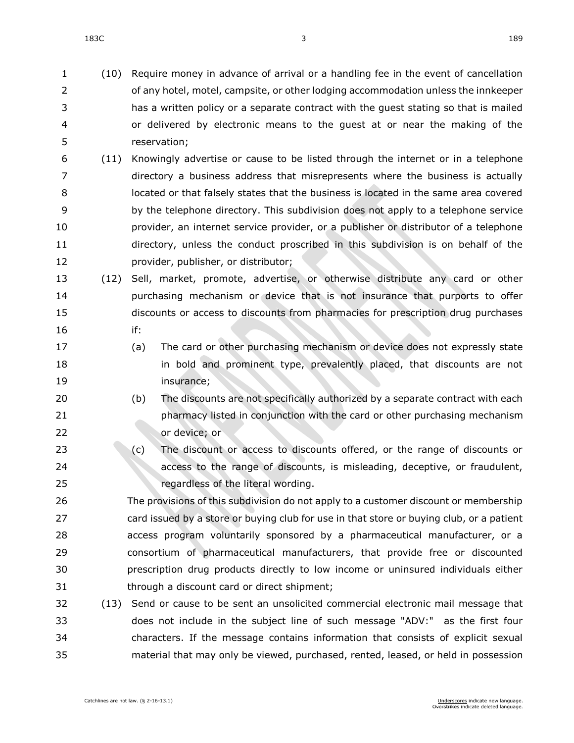(10) Require money in advance of arrival or a handling fee in the event of cancellation of any hotel, motel, campsite, or other lodging accommodation unless the innkeeper has a written policy or a separate contract with the guest stating so that is mailed or delivered by electronic means to the guest at or near the making of the reservation;

(11) Knowingly advertise or cause to be listed through the internet or in a telephone directory a business address that misrepresents where the business is actually located or that falsely states that the business is located in the same area covered by the telephone directory. This subdivision does not apply to a telephone service provider, an internet service provider, or a publisher or distributor of a telephone directory, unless the conduct proscribed in this subdivision is on behalf of the provider, publisher, or distributor;

(12) Sell, market, promote, advertise, or otherwise distribute any card or other purchasing mechanism or device that is not insurance that purports to offer discounts or access to discounts from pharmacies for prescription drug purchases if:

   (a) The card or other purchasing mechanism or device does not expressly state in bold and prominent type, prevalently placed, that discounts are not insurance;

   (b) The discounts are not specifically authorized by a separate contract with each pharmacy listed in conjunction with the card or other purchasing mechanism or device; or

   (c) The discount or access to discounts offered, or the range of discounts or access to the range of discounts, is misleading, deceptive, or fraudulent, regardless of the literal wording.

The provisions of this subdivision do not apply to a customer discount or membership card issued by a store or buying club for use in that store or buying club, or a patient access program voluntarily sponsored by a pharmaceutical manufacturer, or a consortium of pharmaceutical manufacturers, that provide free or discounted prescription drug products directly to low income or uninsured individuals either through a discount card or direct shipment;

(13) Send or cause to be sent an unsolicited commercial electronic mail message that does not include in the subject line of such message "ADV:" as the first four characters. If the message contains information that consists of explicit sexual material that may only be viewed, purchased, rented, leased, or held in possession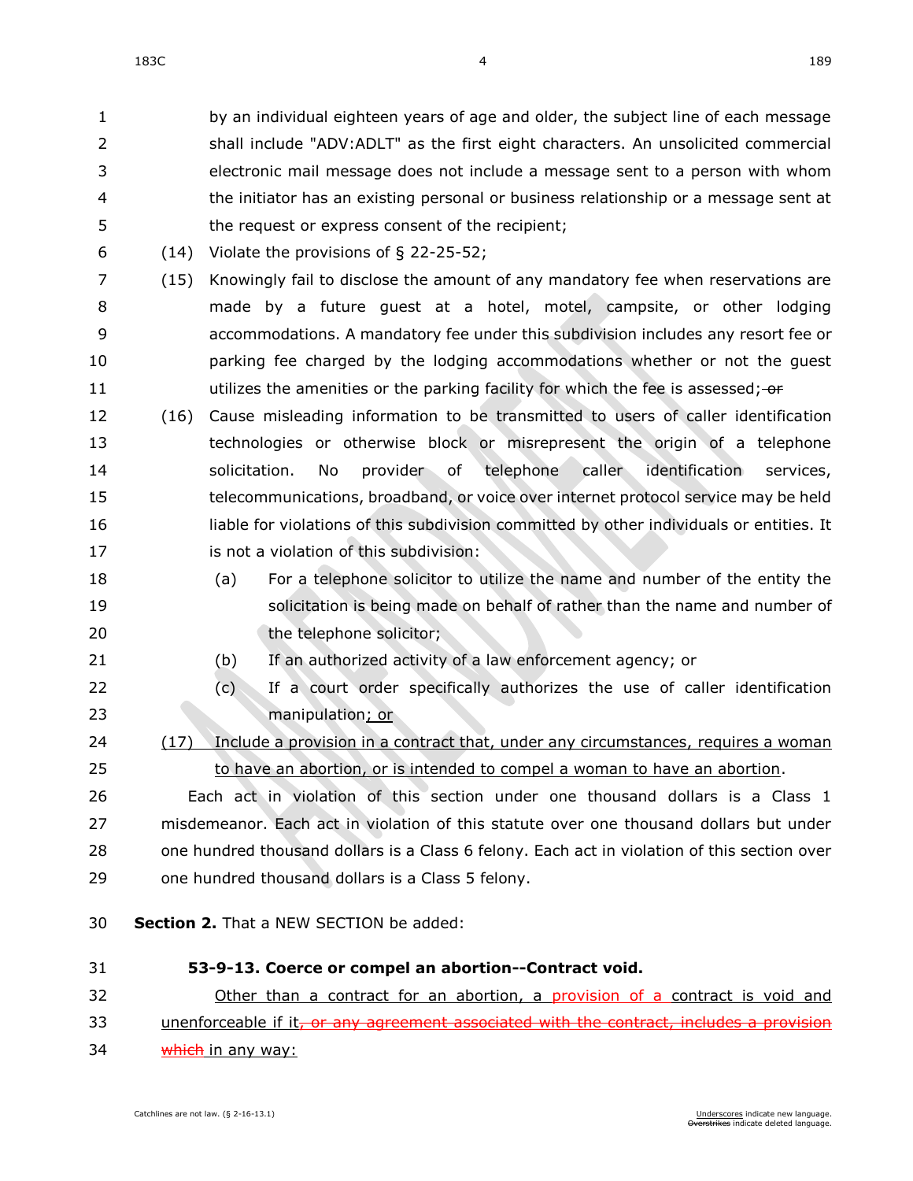by an individual eighteen years of age and older, the subject line of each message shall include "ADV:ADLT" as the first eight characters. An unsolicited commercial electronic mail message does not include a message sent to a person with whom the initiator has an existing personal or business relationship or a message sent at the request or express consent of the recipient;

(14) Violate the provisions of § 22-25-52;

(15) Knowingly fail to disclose the amount of any mandatory fee when reservations are made by a future guest at a hotel, motel, campsite, or other lodging accommodations. A mandatory fee under this subdivision includes any resort fee or parking fee charged by the lodging accommodations whether or not the guest utilizes the amenities or the parking facility for which the fee is assessed; ~~or~~

(16) Cause misleading information to be transmitted to users of caller identification technologies or otherwise block or misrepresent the origin of a telephone solicitation. No provider of telephone caller identification services, telecommunications, broadband, or voice over internet protocol service may be held liable for violations of this subdivision committed by other individuals or entities. It is not a violation of this subdivision:

(a) For a telephone solicitor to utilize the name and number of the entity the solicitation is being made on behalf of rather than the name and number of the telephone solicitor;

(b) If an authorized activity of a law enforcement agency; or

(c) If a court order specifically authorizes the use of caller identification manipulation<u>; or</u>

<u>(17) Include a provision in a contract that, under any circumstances, requires a woman to have an abortion, or is intended to compel a woman to have an abortion</u>.

Each act in violation of this section under one thousand dollars is a Class 1 misdemeanor. Each act in violation of this statute over one thousand dollars but under one hundred thousand dollars is a Class 6 felony. Each act in violation of this section over one hundred thousand dollars is a Class 5 felony.

**Section 2.** That a NEW SECTION be added:

**53-9-13. Coerce or compel an abortion--Contract void.**

<u>Other than a contract for an abortion, a provision of a contract is void and unenforceable if it~~, or any agreement associated with the contract, includes a provision which~~ in any way:</u>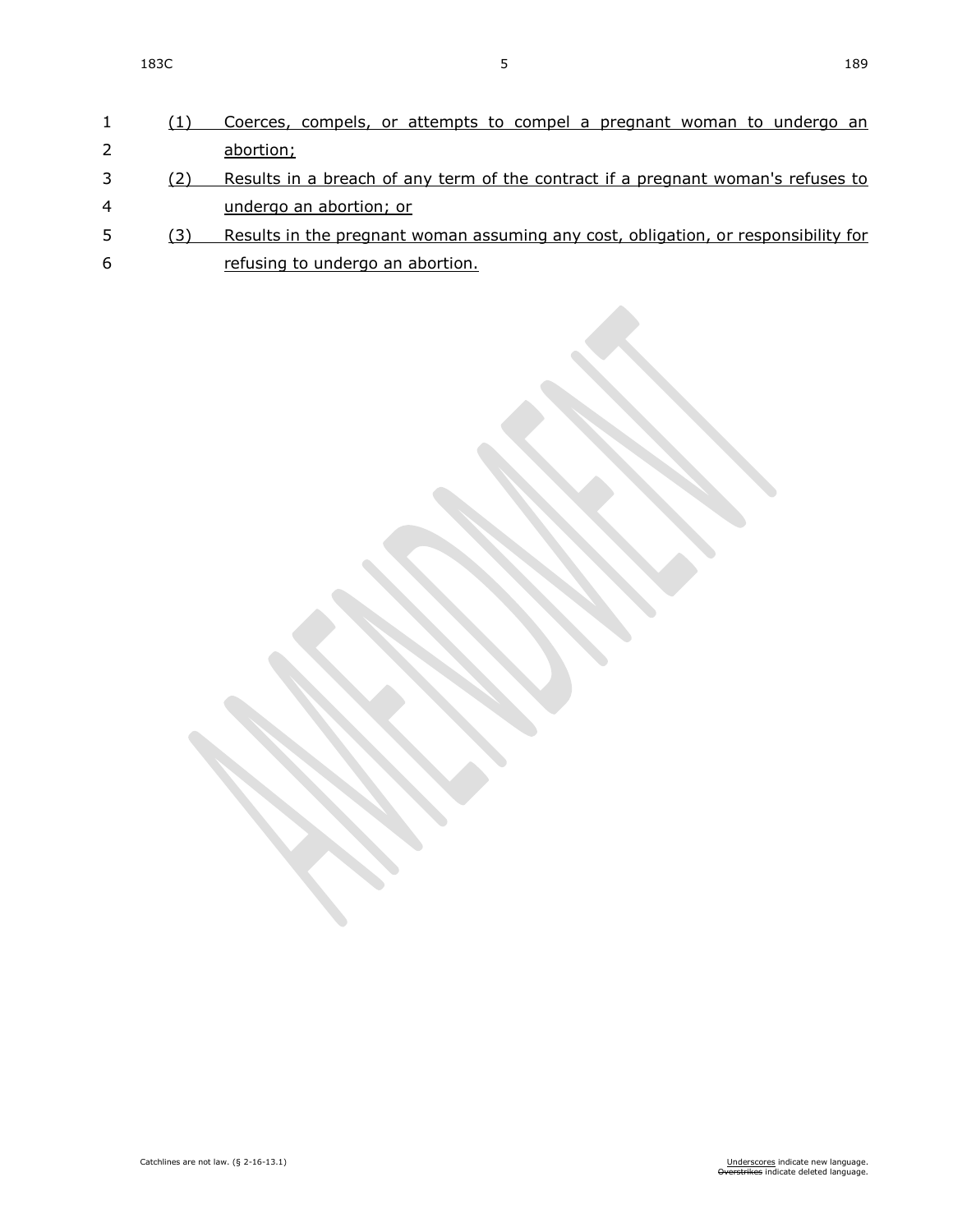(1) Coerces, compels, or attempts to compel a pregnant woman to undergo an abortion;

(2) Results in a breach of any term of the contract if a pregnant woman's refuses to undergo an abortion; or

(3) Results in the pregnant woman assuming any cost, obligation, or responsibility for refusing to undergo an abortion.